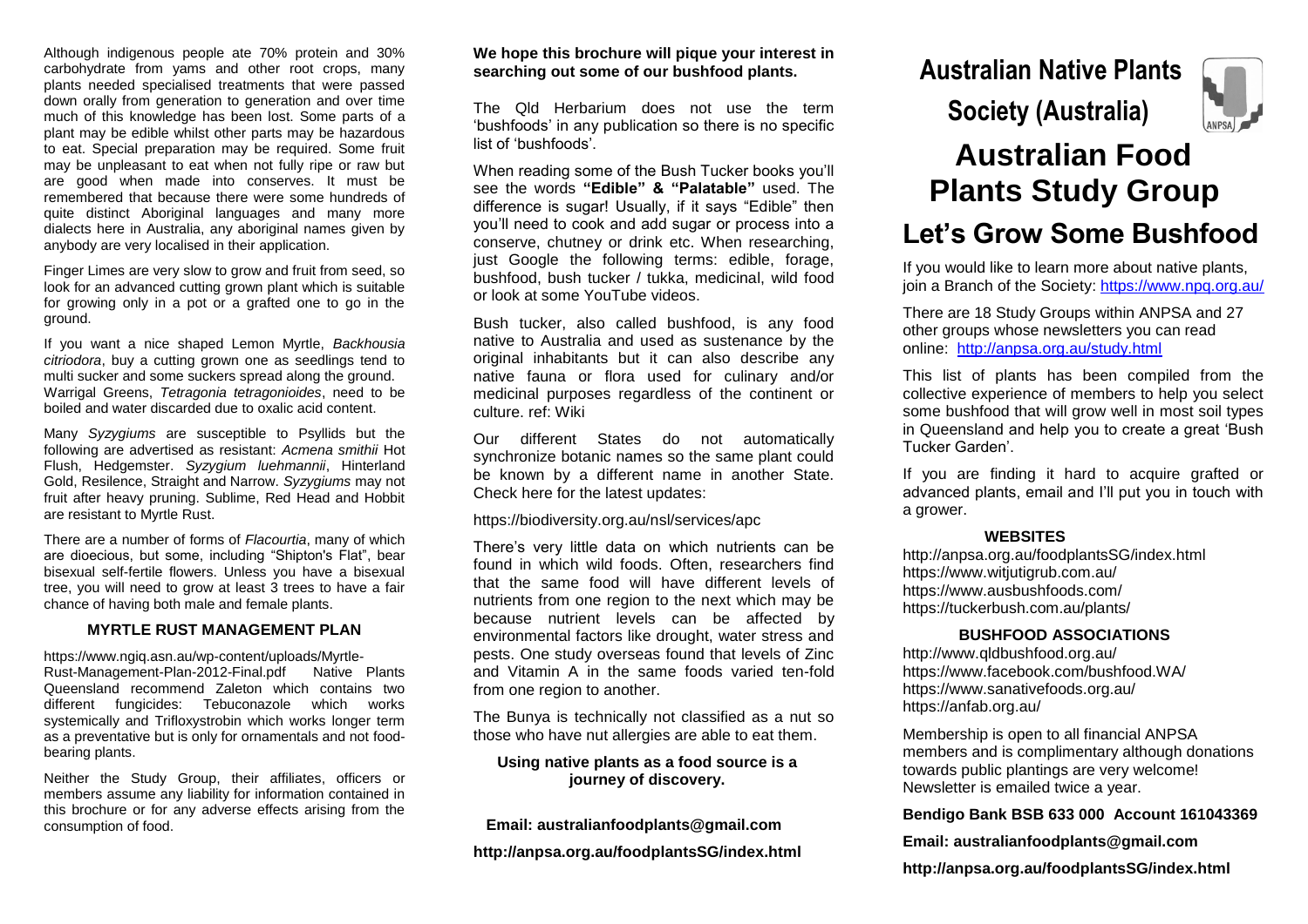Although indigenous people ate 70% protein and 30% carbohydrate from yams and other root crops, many plants needed specialised treatments that were passed down orally from generation to generation and over time much of this knowledge has been lost. Some parts of a plant may be edible whilst other parts may be hazardous to eat. Special preparation may be required. Some fruit may be unpleasant to eat when not fully ripe or raw but are good when made into conserves. It must be remembered that because there were some hundreds of quite distinct Aboriginal languages and many more dialects here in Australia, any aboriginal names given by anybody are very localised in their application.

Finger Limes are very slow to grow and fruit from seed, so look for an advanced cutting grown plant which is suitable for growing only in a pot or a grafted one to go in the ground.

If you want a nice shaped Lemon Myrtle, *Backhousia citriodora*, buy a cutting grown one as seedlings tend to multi sucker and some suckers spread along the ground. Warrigal Greens, *Tetragonia tetragonioides*, need to be boiled and water discarded due to oxalic acid content.

Many *Syzygiums* are susceptible to Psyllids but the following are advertised as resistant: *Acmena smithii* Hot Flush, Hedgemster. *Syzygium luehmannii*, Hinterland Gold, Resilence, Straight and Narrow. *Syzygiums* may not fruit after heavy pruning. Sublime, Red Head and Hobbit are resistant to Myrtle Rust.

There are a number of forms of *Flacourtia*, many of which are dioecious, but some, including "Shipton's Flat", bear bisexual self-fertile flowers. Unless you have a bisexual tree, you will need to grow at least 3 trees to have a fair chance of having both male and female plants.

### MYRTLE RUST MANAGEMENT PLAN

https://www.ngiq.asn.au/wp-content/uploads/Myrtle-Rust-Management-Plan-2012-Final.pdf Native Plants Queensland recommend Zaleton which contains two different fungicides: Tebuconazole which works systemically and Trifloxystrobin which works longer term as a preventative but is only for ornamentals and not food-bearing plants.

Neither the Study Group, their affiliates, officers or members assume any liability for information contained in this brochure or for any adverse effects arising from the consumption of food.

**We hope this brochure will pique your interest in searching out some of our bushfood plants.**

The Qld Herbarium does not use the term 'bushfoods' in any publication so there is no specific list of 'bushfoods'.

When reading some of the Bush Tucker books you'll see the words **"Edible" & "Palatable"** used. The difference is sugar! Usually, if it says "Edible" then you'll need to cook and add sugar or process into a conserve, chutney or drink etc. When researching, just Google the following terms: edible, forage, bushfood, bush tucker / tukka, medicinal, wild food or look at some YouTube videos.

Bush tucker, also called bushfood, is any food native to Australia and used as sustenance by the original inhabitants but it can also describe any native fauna or flora used for culinary and/or medicinal purposes regardless of the continent or culture. ref: Wiki

Our different States do not automatically synchronize botanic names so the same plant could be known by a different name in another State. Check here for the latest updates:

https://biodiversity.org.au/nsl/services/apc

There's very little data on which nutrients can be found in which wild foods. Often, researchers find that the same food will have different levels of nutrients from one region to the next which may be because nutrient levels can be affected by environmental factors like drought, water stress and pests. One study overseas found that levels of Zinc and Vitamin A in the same foods varied ten-fold from one region to another.

The Bunya is technically not classified as a nut so those who have nut allergies are able to eat them.

**Using native plants as a food source is a journey of discovery.**

**Email: australianfoodplants@gmail.com**

**http://anpsa.org.au/foodplantsSG/index.html**

# Australian Native Plants Society (Australia)

# Australian Food Plants Study Group

## Let's Grow Some Bushfood

If you would like to learn more about native plants, join a Branch of the Society: https://www.npq.org.au/

There are 18 Study Groups within ANPSA and 27 other groups whose newsletters you can read online: http://anpsa.org.au/study.html

This list of plants has been compiled from the collective experience of members to help you select some bushfood that will grow well in most soil types in Queensland and help you to create a great 'Bush Tucker Garden'.

If you are finding it hard to acquire grafted or advanced plants, email and I'll put you in touch with a grower.

### WEBSITES

http://anpsa.org.au/foodplantsSG/index.html
https://www.witjutigrub.com.au/
https://www.ausbushfoods.com/
https://tuckerbush.com.au/plants/

### BUSHFOOD ASSOCIATIONS

http://www.qldbushfood.org.au/
https://www.facebook.com/bushfood.WA/
https://www.sanativefoods.org.au/
https://anfab.org.au/

Membership is open to all financial ANPSA members and is complimentary although donations towards public plantings are very welcome! Newsletter is emailed twice a year.

**Bendigo Bank BSB 633 000 Account 161043369**

**Email: australianfoodplants@gmail.com**

**http://anpsa.org.au/foodplantsSG/index.html**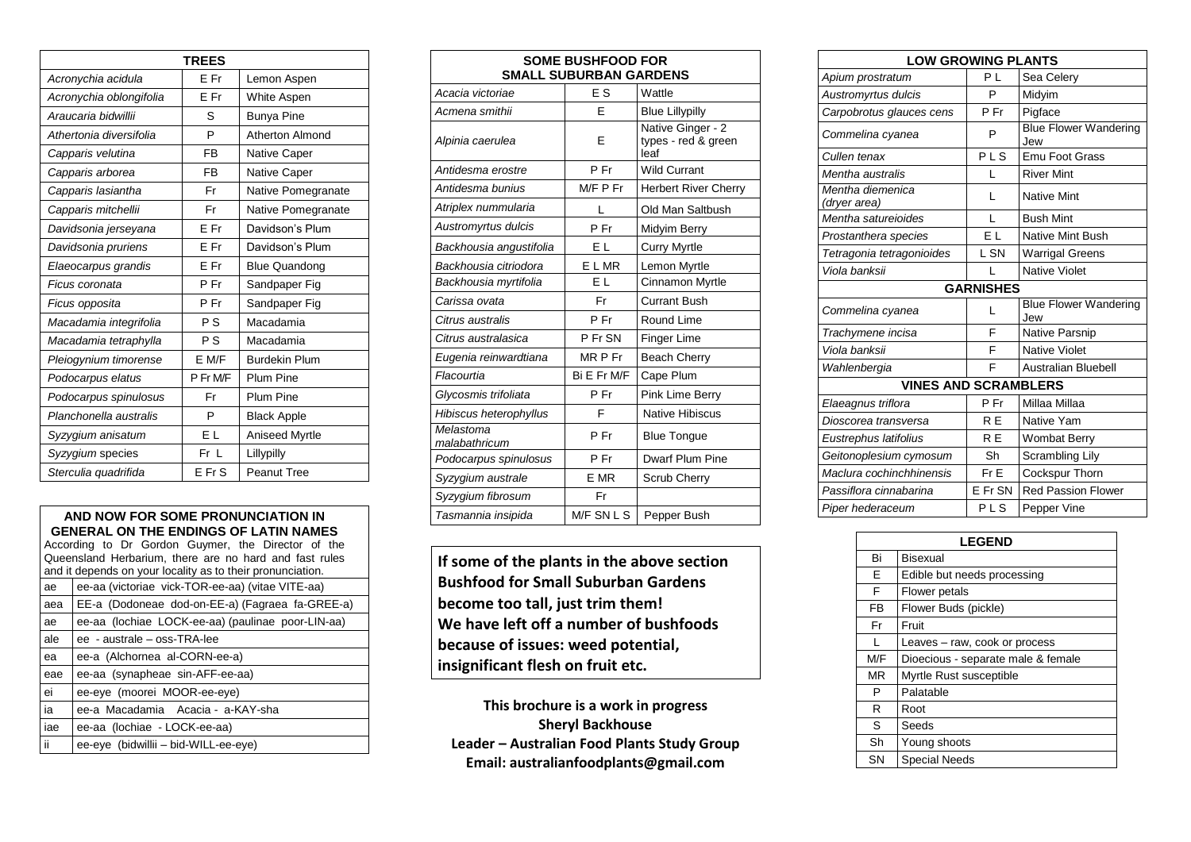| TREES | | |
|---|---|---|
| *Acronychia acidula* | E Fr | Lemon Aspen |
| *Acronychia oblongifolia* | E Fr | White Aspen |
| *Araucaria bidwillii* | S | Bunya Pine |
| *Athertonia diversifolia* | P | Atherton Almond |
| *Capparis velutina* | FB | Native Caper |
| *Capparis arborea* | FB | Native Caper |
| *Capparis lasiantha* | Fr | Native Pomegranate |
| *Capparis mitchellii* | Fr | Native Pomegranate |
| *Davidsonia jerseyana* | E Fr | Davidson's Plum |
| *Davidsonia pruriens* | E Fr | Davidson's Plum |
| *Elaeocarpus grandis* | E Fr | Blue Quandong |
| *Ficus coronata* | P Fr | Sandpaper Fig |
| *Ficus opposita* | P Fr | Sandpaper Fig |
| *Macadamia integrifolia* | P S | Macadamia |
| *Macadamia tetraphylla* | P S | Macadamia |
| *Pleiogynium timorense* | E M/F | Burdekin Plum |
| *Podocarpus elatus* | P Fr M/F | Plum Pine |
| *Podocarpus spinulosus* | Fr | Plum Pine |
| *Planchonella australis* | P | Black Apple |
| *Syzygium anisatum* | E L | Aniseed Myrtle |
| *Syzygium* species | Fr L | Lillypilly |
| *Sterculia quadrifida* | E Fr S | Peanut Tree |

**AND NOW FOR SOME PRONUNCIATION IN GENERAL ON THE ENDINGS OF LATIN NAMES**

According to Dr Gordon Guymer, the Director of the Queensland Herbarium, there are no hard and fast rules and it depends on your locality as to their pronunciation.

| | |
|---|---|
| ae | ee-aa (victoriae vick-TOR-ee-aa) (vitae VITE-aa) |
| aea | EE-a (Dodoneae dod-on-EE-a) (Fagraea fa-GREE-a) |
| ae | ee-aa (lochiae LOCK-ee-aa) (paulinae poor-LIN-aa) |
| ale | ee - australe – oss-TRA-lee |
| ea | ee-a (Alchornea al-CORN-ee-a) |
| eae | ee-aa (synapheae sin-AFF-ee-aa) |
| ei | ee-eye (moorei MOOR-ee-eye) |
| ia | ee-a Macadamia Acacia - a-KAY-sha |
| iae | ee-aa (lochiae - LOCK-ee-aa) |
| ii | ee-eye (bidwillii – bid-WILL-ee-eye) |

| SOME BUSHFOOD FOR SMALL SUBURBAN GARDENS | | |
|---|---|---|
| *Acacia victoriae* | E S | Wattle |
| *Acmena smithii* | E | Blue Lillypilly |
| *Alpinia caerulea* | E | Native Ginger - 2 types - red & green leaf |
| *Antidesma erostre* | P Fr | Wild Currant |
| *Antidesma bunius* | M/F P Fr | Herbert River Cherry |
| *Atriplex nummularia* | L | Old Man Saltbush |
| *Austromyrtus dulcis* | P Fr | Midyim Berry |
| *Backhousia angustifolia* | E L | Curry Myrtle |
| *Backhousia citriodora* | E L MR | Lemon Myrtle |
| *Backhousia myrtifolia* | E L | Cinnamon Myrtle |
| *Carissa ovata* | Fr | Currant Bush |
| *Citrus australis* | P Fr | Round Lime |
| *Citrus australasica* | P Fr SN | Finger Lime |
| *Eugenia reinwardtiana* | MR P Fr | Beach Cherry |
| *Flacourtia* | Bi E Fr M/F | Cape Plum |
| *Glycosmis trifoliata* | P Fr | Pink Lime Berry |
| *Hibiscus heterophyllus* | F | Native Hibiscus |
| *Melastoma malabathricum* | P Fr | Blue Tongue |
| *Podocarpus spinulosus* | P Fr | Dwarf Plum Pine |
| *Syzygium australe* | E MR | Scrub Cherry |
| *Syzygium fibrosum* | Fr | |
| *Tasmannia insipida* | M/F SN L S | Pepper Bush |

**If some of the plants in the above section Bushfood for Small Suburban Gardens become too tall, just trim them!**
**We have left off a number of bushfoods because of issues: weed potential, insignificant flesh on fruit etc.**

**This brochure is a work in progress**
**Sheryl Backhouse**
**Leader – Australian Food Plants Study Group**
**Email: australianfoodplants@gmail.com**

| LOW GROWING PLANTS | | |
|---|---|---|
| *Apium prostratum* | P L | Sea Celery |
| *Austromyrtus dulcis* | P | Midyim |
| *Carpobrotus glauces cens* | P Fr | Pigface |
| *Commelina cyanea* | P | Blue Flower Wandering Jew |
| *Cullen tenax* | P L S | Emu Foot Grass |
| *Mentha australis* | L | River Mint |
| *Mentha diemenica (dryer area)* | L | Native Mint |
| *Mentha satureioides* | L | Bush Mint |
| *Prostanthera species* | E L | Native Mint Bush |
| *Tetragonia tetragonioides* | L SN | Warrigal Greens |
| *Viola banksii* | L | Native Violet |
| **GARNISHES** | | |
| *Commelina cyanea* | L | Blue Flower Wandering Jew |
| *Trachymene incisa* | F | Native Parsnip |
| *Viola banksii* | F | Native Violet |
| *Wahlenbergia* | F | Australian Bluebell |
| **VINES AND SCRAMBLERS** | | |
| *Elaeagnus triflora* | P Fr | Millaa Millaa |
| *Dioscorea transversa* | R E | Native Yam |
| *Eustrephus latifolius* | R E | Wombat Berry |
| *Geitonoplesium cymosum* | Sh | Scrambling Lily |
| *Maclura cochinchhinensis* | Fr E | Cockspur Thorn |
| *Passiflora cinnabarina* | E Fr SN | Red Passion Flower |
| *Piper hederaceum* | P L S | Pepper Vine |

| LEGEND | |
|---|---|
| Bi | Bisexual |
| E | Edible but needs processing |
| F | Flower petals |
| FB | Flower Buds (pickle) |
| Fr | Fruit |
| L | Leaves – raw, cook or process |
| M/F | Dioecious - separate male & female |
| MR | Myrtle Rust susceptible |
| P | Palatable |
| R | Root |
| S | Seeds |
| Sh | Young shoots |
| SN | Special Needs |